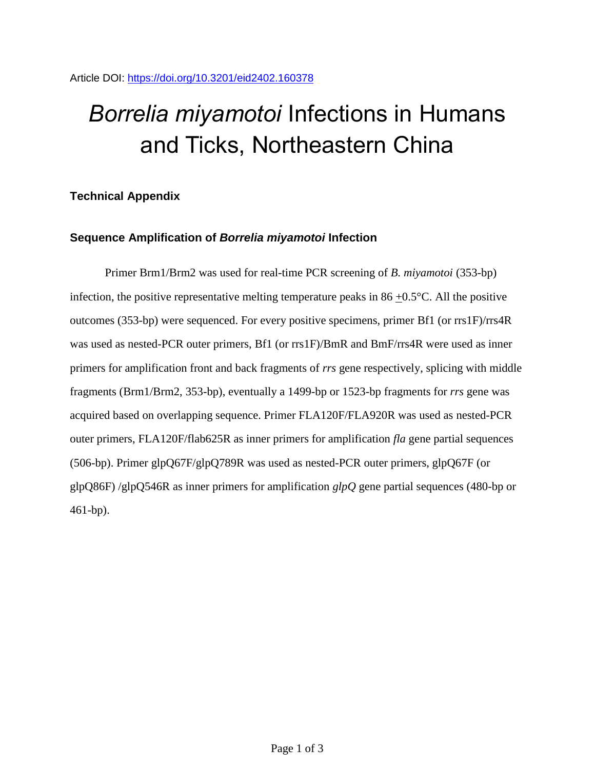Article DOI: https://doi.org/10.3201/eid2402.160378

# *Borrelia miyamotoi* Infections in Humans and Ticks, Northeastern China

### Technical Appendix

### Sequence Amplification of *Borrelia miyamotoi* Infection

Primer Brm1/Brm2 was used for real-time PCR screening of *B. miyamotoi* (353-bp) infection, the positive representative melting temperature peaks in 86 $\pm$0.5°C. All the positive outcomes (353-bp) were sequenced. For every positive specimens, primer Bf1 (or rrs1F)/rrs4R was used as nested-PCR outer primers, Bf1 (or rrs1F)/BmR and BmF/rrs4R were used as inner primers for amplification front and back fragments of *rrs* gene respectively, splicing with middle fragments (Brm1/Brm2, 353-bp), eventually a 1499-bp or 1523-bp fragments for *rrs* gene was acquired based on overlapping sequence. Primer FLA120F/FLA920R was used as nested-PCR outer primers, FLA120F/flab625R as inner primers for amplification *fla* gene partial sequences (506-bp). Primer glpQ67F/glpQ789R was used as nested-PCR outer primers, glpQ67F (or glpQ86F) /glpQ546R as inner primers for amplification *glpQ* gene partial sequences (480-bp or 461-bp).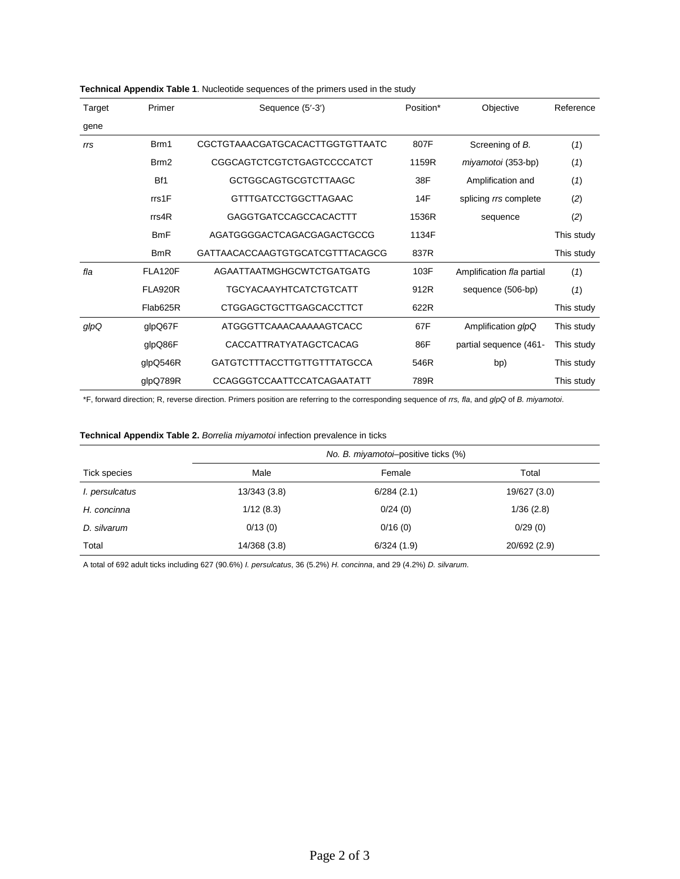**Technical Appendix Table 1**. Nucleotide sequences of the primers used in the study

| Target gene | Primer | Sequence (5′-3′) | Position* | Objective | Reference |
|---|---|---|---|---|---|
| *rrs* | Brm1 | CGCTGTAAACGATGCACACTTGGTGTTAATC | 807F | Screening of *B. miyamotoi* (353-bp) | (*1*) |
| | Brm2 | CGGCAGTCTCGTCTGAGTCCCCATCT | 1159R | | (*1*) |
| | Bf1 | GCTGGCAGTGCGTCTTAAGC | 38F | Amplification and splicing *rrs* complete sequence | (*1*) |
| | rrs1F | GTTTGATCCTGGCTTAGAAC | 14F | | (*2*) |
| | rrs4R | GAGGTGATCCAGCCACACTTT | 1536R | | (*2*) |
| | BmF | AGATGGGGACTCAGACGAGACTGCCG | 1134F | | This study |
| | BmR | GATTAACACCAAGTGTGCATCGTTTACAGCG | 837R | | This study |
| *fla* | FLA120F | AGAATTAATMGHGCWTCTGATGATG | 103F | Amplification *fla* partial sequence (506-bp) | (*1*) |
| | FLA920R | TGCYACAAYHTCATCTGTCATT | 912R | | (*1*) |
| | Flab625R | CTGGAGCTGCTTGAGCACCTTCT | 622R | | This study |
| *glpQ* | glpQ67F | ATGGGTTCAAACAAAAAGTCACC | 67F | Amplification *glpQ* partial sequence (461-bp) | This study |
| | glpQ86F | CACCATTRATYATAGCTCACAG | 86F | | This study |
| | glpQ546R | GATGTCTTTACCTTGTTGTTTATGCCA | 546R | | This study |
| | glpQ789R | CCAGGGTCCAATTCCATCAGAATATT | 789R | | This study |

*F, forward direction; R, reverse direction. Primers position are referring to the corresponding sequence of *rrs, fla*, and *glpQ* of *B. miyamotoi*.

**Technical Appendix Table 2.** *Borrelia miyamotoi* infection prevalence in ticks

| | *No. B. miyamotoi*–positive ticks (%) | | |
|---|---|---|---|
| Tick species | Male | Female | Total |
| *I. persulcatus* | 13/343 (3.8) | 6/284 (2.1) | 19/627 (3.0) |
| *H. concinna* | 1/12 (8.3) | 0/24 (0) | 1/36 (2.8) |
| *D. silvarum* | 0/13 (0) | 0/16 (0) | 0/29 (0) |
| Total | 14/368 (3.8) | 6/324 (1.9) | 20/692 (2.9) |

A total of 692 adult ticks including 627 (90.6%) *I. persulcatus*, 36 (5.2%) *H. concinna*, and 29 (4.2%) *D. silvarum*.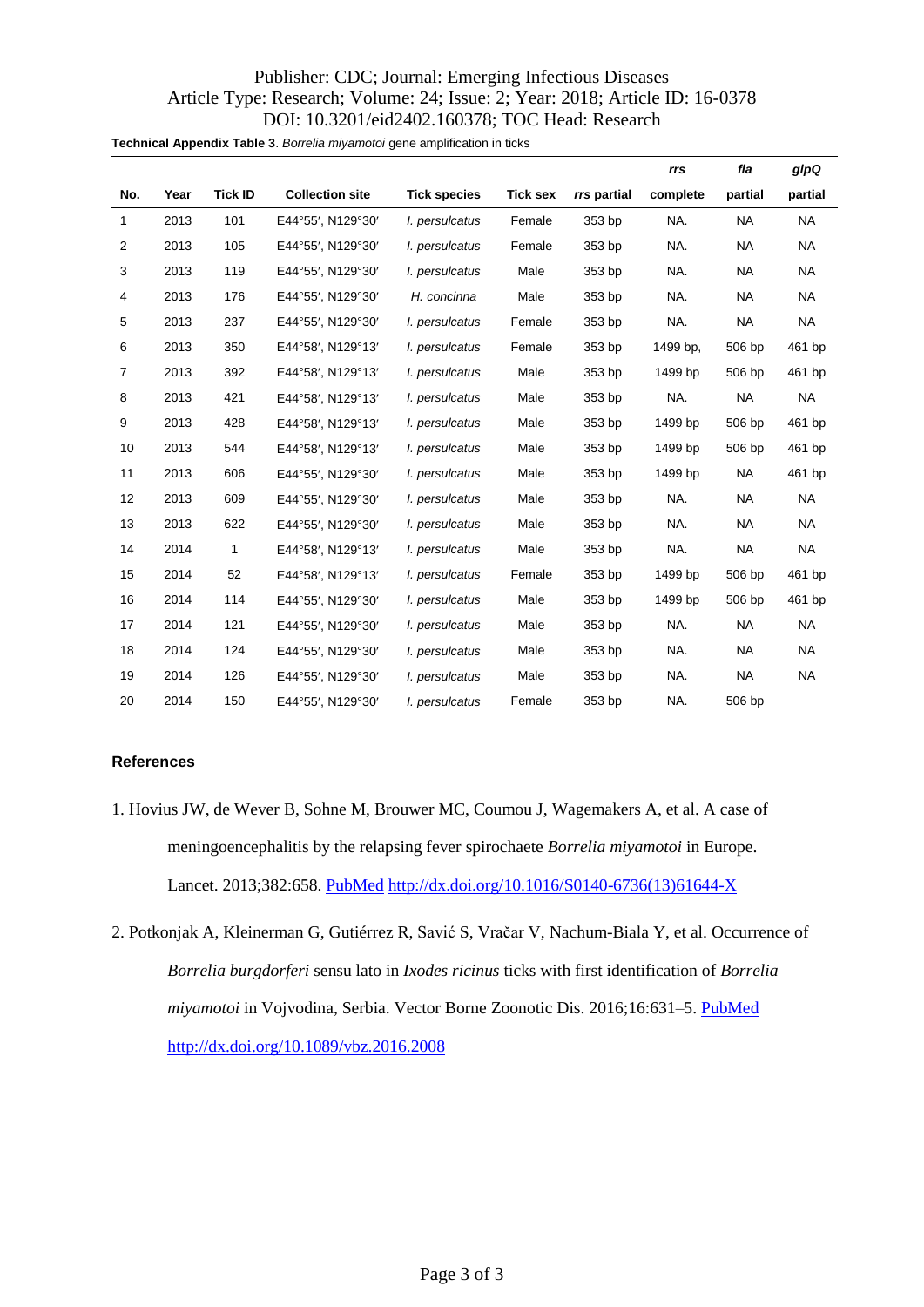**Technical Appendix Table 3**. *Borrelia miyamotoi* gene amplification in ticks

| No. | Year | Tick ID | Collection site | Tick species | Tick sex | *rrs* partial | *rrs* complete | *fla* partial | *glpQ* partial |
|---|---|---|---|---|---|---|---|---|---|
| 1 | 2013 | 101 | E44°55′, N129°30′ | *I. persulcatus* | Female | 353 bp | NA. | NA | NA |
| 2 | 2013 | 105 | E44°55′, N129°30′ | *I. persulcatus* | Female | 353 bp | NA. | NA | NA |
| 3 | 2013 | 119 | E44°55′, N129°30′ | *I. persulcatus* | Male | 353 bp | NA. | NA | NA |
| 4 | 2013 | 176 | E44°55′, N129°30′ | *H. concinna* | Male | 353 bp | NA. | NA | NA |
| 5 | 2013 | 237 | E44°55′, N129°30′ | *I. persulcatus* | Female | 353 bp | NA. | NA | NA |
| 6 | 2013 | 350 | E44°58′, N129°13′ | *I. persulcatus* | Female | 353 bp | 1499 bp, | 506 bp | 461 bp |
| 7 | 2013 | 392 | E44°58′, N129°13′ | *I. persulcatus* | Male | 353 bp | 1499 bp | 506 bp | 461 bp |
| 8 | 2013 | 421 | E44°58′, N129°13′ | *I. persulcatus* | Male | 353 bp | NA. | NA | NA |
| 9 | 2013 | 428 | E44°58′, N129°13′ | *I. persulcatus* | Male | 353 bp | 1499 bp | 506 bp | 461 bp |
| 10 | 2013 | 544 | E44°58′, N129°13′ | *I. persulcatus* | Male | 353 bp | 1499 bp | 506 bp | 461 bp |
| 11 | 2013 | 606 | E44°55′, N129°30′ | *I. persulcatus* | Male | 353 bp | 1499 bp | NA | 461 bp |
| 12 | 2013 | 609 | E44°55′, N129°30′ | *I. persulcatus* | Male | 353 bp | NA. | NA | NA |
| 13 | 2013 | 622 | E44°55′, N129°30′ | *I. persulcatus* | Male | 353 bp | NA. | NA | NA |
| 14 | 2014 | 1 | E44°58′, N129°13′ | *I. persulcatus* | Male | 353 bp | NA. | NA | NA |
| 15 | 2014 | 52 | E44°58′, N129°13′ | *I. persulcatus* | Female | 353 bp | 1499 bp | 506 bp | 461 bp |
| 16 | 2014 | 114 | E44°55′, N129°30′ | *I. persulcatus* | Male | 353 bp | 1499 bp | 506 bp | 461 bp |
| 17 | 2014 | 121 | E44°55′, N129°30′ | *I. persulcatus* | Male | 353 bp | NA. | NA | NA |
| 18 | 2014 | 124 | E44°55′, N129°30′ | *I. persulcatus* | Male | 353 bp | NA. | NA | NA |
| 19 | 2014 | 126 | E44°55′, N129°30′ | *I. persulcatus* | Male | 353 bp | NA. | NA | NA |
| 20 | 2014 | 150 | E44°55′, N129°30′ | *I. persulcatus* | Female | 353 bp | NA. | 506 bp | |

## References

1. Hovius JW, de Wever B, Sohne M, Brouwer MC, Coumou J, Wagemakers A, et al. A case of meningoencephalitis by the relapsing fever spirochaete *Borrelia miyamotoi* in Europe. Lancet. 2013;382:658. PubMed http://dx.doi.org/10.1016/S0140-6736(13)61644-X

2. Potkonjak A, Kleinerman G, Gutiérrez R, Savić S, Vračar V, Nachum-Biala Y, et al. Occurrence of *Borrelia burgdorferi* sensu lato in *Ixodes ricinus* ticks with first identification of *Borrelia miyamotoi* in Vojvodina, Serbia. Vector Borne Zoonotic Dis. 2016;16:631–5. PubMed http://dx.doi.org/10.1089/vbz.2016.2008